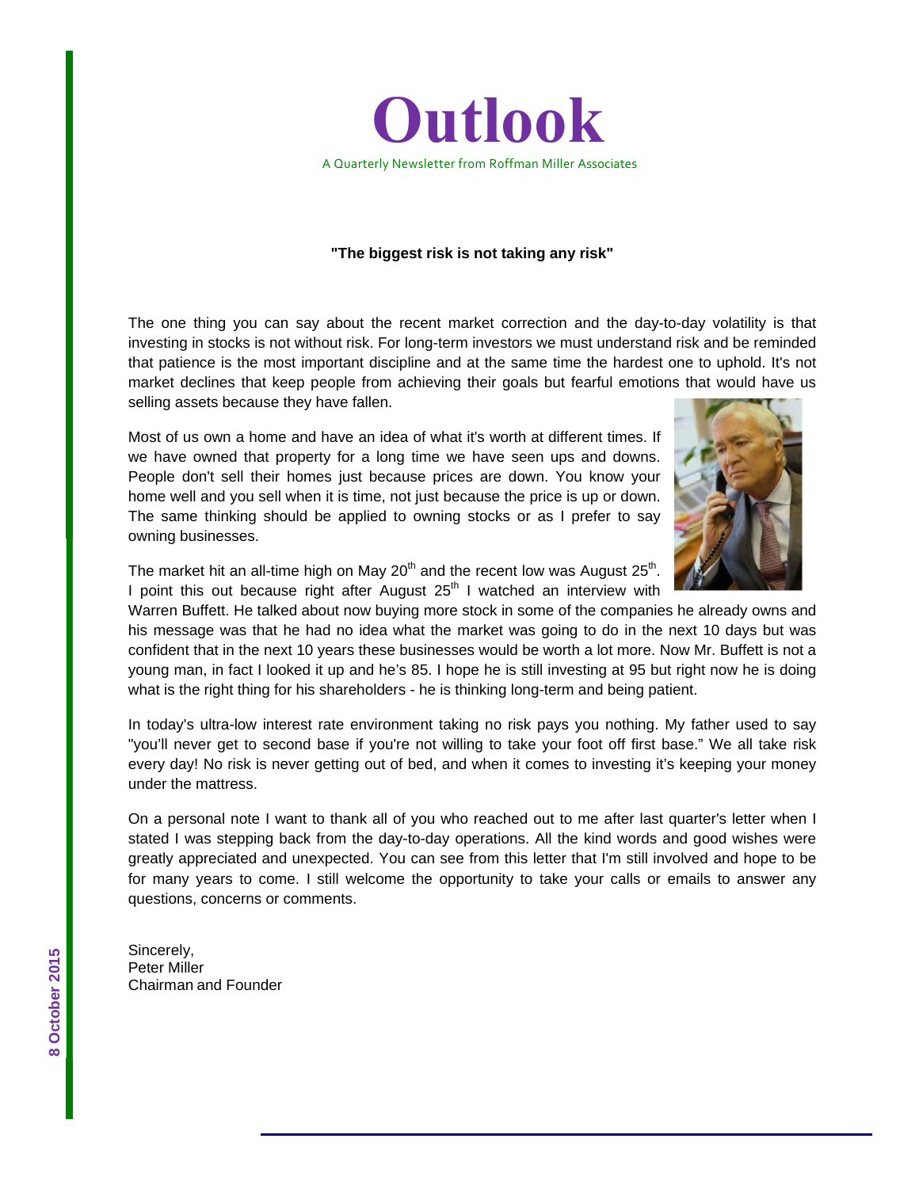# Outlook

A Quarterly Newsletter from Roffman Miller Associates

**"The biggest risk is not taking any risk"**

The one thing you can say about the recent market correction and the day-to-day volatility is that investing in stocks is not without risk. For long-term investors we must understand risk and be reminded that patience is the most important discipline and at the same time the hardest one to uphold. It's not market declines that keep people from achieving their goals but fearful emotions that would have us selling assets because they have fallen.

Most of us own a home and have an idea of what it's worth at different times. If we have owned that property for a long time we have seen ups and downs. People don't sell their homes just because prices are down. You know your home well and you sell when it is time, not just because the price is up or down. The same thinking should be applied to owning stocks or as I prefer to say owning businesses.

The market hit an all-time high on May 20th and the recent low was August 25th. I point this out because right after August 25th I watched an interview with Warren Buffett. He talked about now buying more stock in some of the companies he already owns and his message was that he had no idea what the market was going to do in the next 10 days but was confident that in the next 10 years these businesses would be worth a lot more. Now Mr. Buffett is not a young man, in fact I looked it up and he's 85. I hope he is still investing at 95 but right now he is doing what is the right thing for his shareholders - he is thinking long-term and being patient.

In today's ultra-low interest rate environment taking no risk pays you nothing. My father used to say "you'll never get to second base if you're not willing to take your foot off first base." We all take risk every day! No risk is never getting out of bed, and when it comes to investing it's keeping your money under the mattress.

On a personal note I want to thank all of you who reached out to me after last quarter's letter when I stated I was stepping back from the day-to-day operations. All the kind words and good wishes were greatly appreciated and unexpected. You can see from this letter that I'm still involved and hope to be for many years to come. I still welcome the opportunity to take your calls or emails to answer any questions, concerns or comments.

Sincerely,
Peter Miller
Chairman and Founder

8 October 2015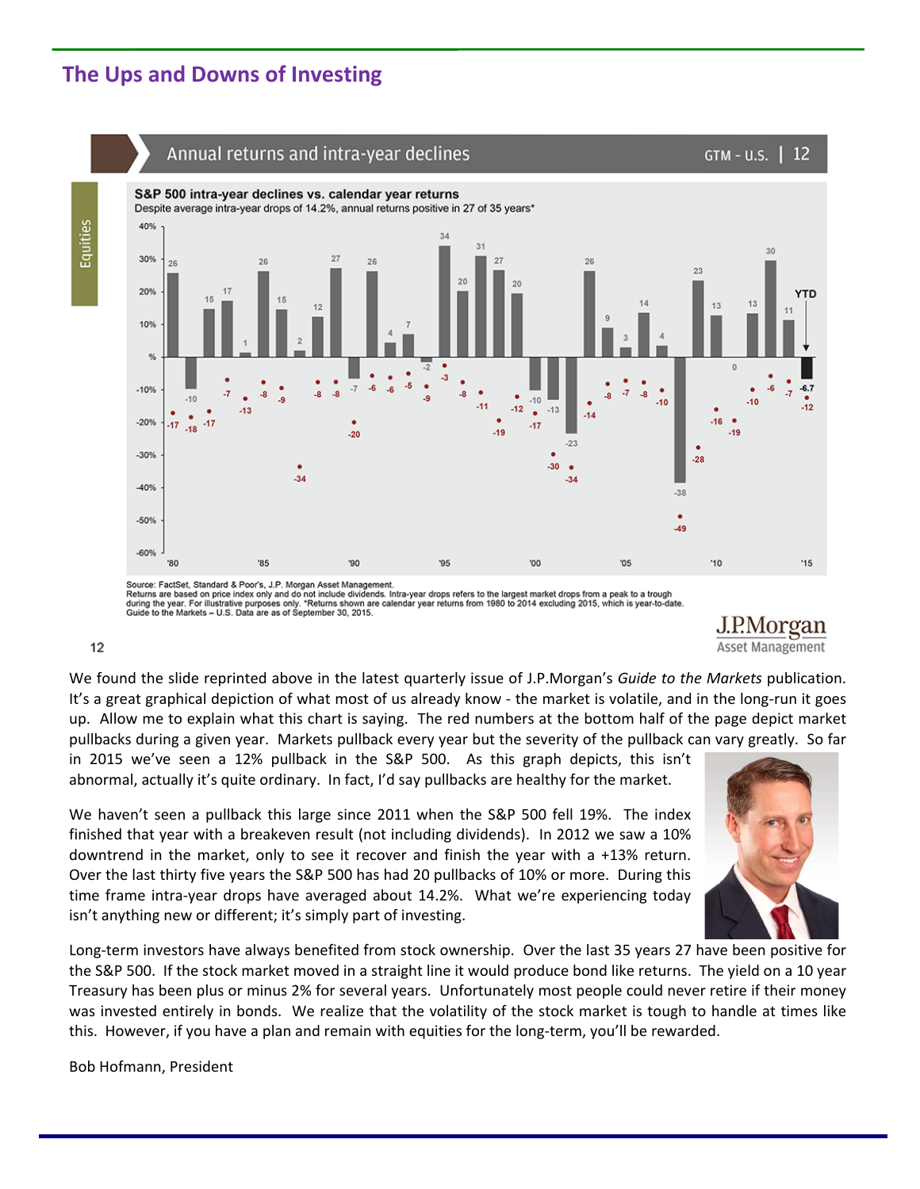## The Ups and Downs of Investing

Annual returns and intra-year declines

GTM - U.S. | 12

**S&P 500 intra-year declines vs. calendar year returns**

Despite average intra-year drops of 14.2%, annual returns positive in 27 of 35 years*

Source: FactSet, Standard & Poor's, J.P. Morgan Asset Management.
Returns are based on price index only and do not include dividends. Intra-year drops refers to the largest market drops from a peak to a trough during the year. For illustrative purposes only. *Returns shown are calendar year returns from 1980 to 2014 excluding 2015, which is year-to-date. Guide to the Markets – U.S. Data are as of September 30, 2015.

J.P.Morgan Asset Management

We found the slide reprinted above in the latest quarterly issue of J.P.Morgan's *Guide to the Markets* publication. It's a great graphical depiction of what most of us already know - the market is volatile, and in the long-run it goes up. Allow me to explain what this chart is saying. The red numbers at the bottom half of the page depict market pullbacks during a given year. Markets pullback every year but the severity of the pullback can vary greatly. So far in 2015 we've seen a 12% pullback in the S&P 500. As this graph depicts, this isn't abnormal, actually it's quite ordinary. In fact, I'd say pullbacks are healthy for the market.

We haven't seen a pullback this large since 2011 when the S&P 500 fell 19%. The index finished that year with a breakeven result (not including dividends). In 2012 we saw a 10% downtrend in the market, only to see it recover and finish the year with a +13% return. Over the last thirty five years the S&P 500 has had 20 pullbacks of 10% or more. During this time frame intra-year drops have averaged about 14.2%. What we're experiencing today isn't anything new or different; it's simply part of investing.

Long-term investors have always benefited from stock ownership. Over the last 35 years 27 have been positive for the S&P 500. If the stock market moved in a straight line it would produce bond like returns. The yield on a 10 year Treasury has been plus or minus 2% for several years. Unfortunately most people could never retire if their money was invested entirely in bonds. We realize that the volatility of the stock market is tough to handle at times like this. However, if you have a plan and remain with equities for the long-term, you'll be rewarded.

Bob Hofmann, President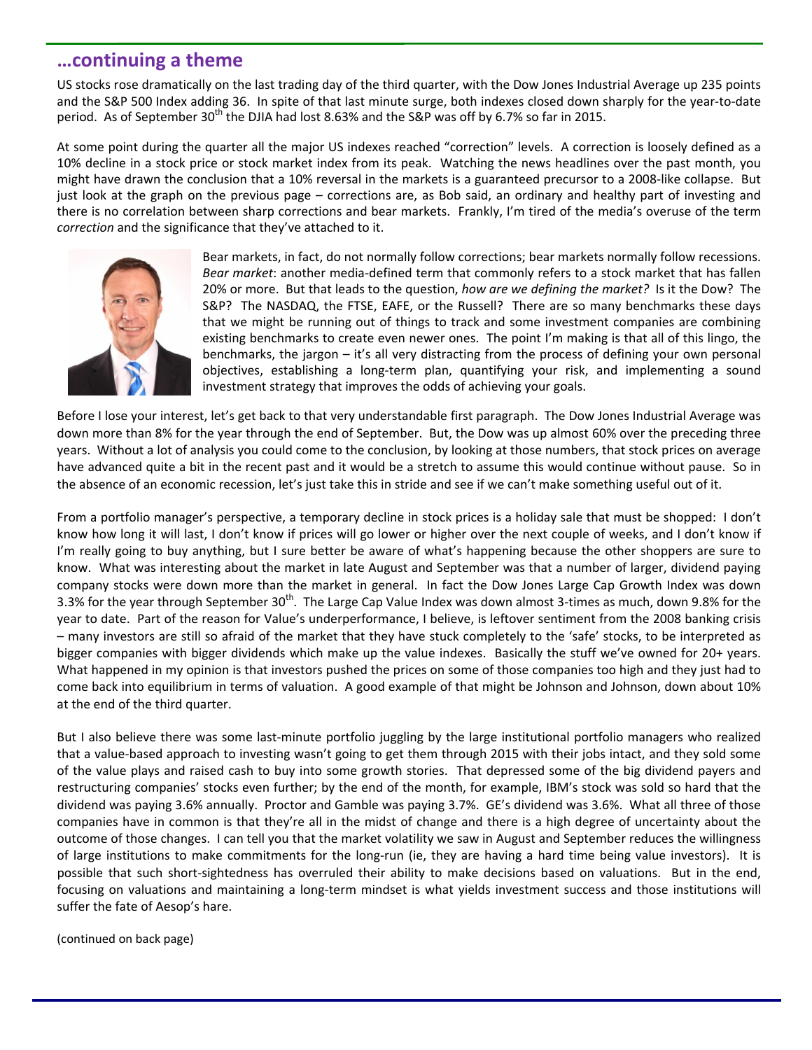## …continuing a theme

US stocks rose dramatically on the last trading day of the third quarter, with the Dow Jones Industrial Average up 235 points and the S&P 500 Index adding 36. In spite of that last minute surge, both indexes closed down sharply for the year-to-date period. As of September 30th the DJIA had lost 8.63% and the S&P was off by 6.7% so far in 2015.

At some point during the quarter all the major US indexes reached "correction" levels. A correction is loosely defined as a 10% decline in a stock price or stock market index from its peak. Watching the news headlines over the past month, you might have drawn the conclusion that a 10% reversal in the markets is a guaranteed precursor to a 2008-like collapse. But just look at the graph on the previous page – corrections are, as Bob said, an ordinary and healthy part of investing and there is no correlation between sharp corrections and bear markets. Frankly, I'm tired of the media's overuse of the term *correction* and the significance that they've attached to it.

Bear markets, in fact, do not normally follow corrections; bear markets normally follow recessions. *Bear market*: another media-defined term that commonly refers to a stock market that has fallen 20% or more. But that leads to the question, *how are we defining the market?* Is it the Dow? The S&P? The NASDAQ, the FTSE, EAFE, or the Russell? There are so many benchmarks these days that we might be running out of things to track and some investment companies are combining existing benchmarks to create even newer ones. The point I'm making is that all of this lingo, the benchmarks, the jargon – it's all very distracting from the process of defining your own personal objectives, establishing a long-term plan, quantifying your risk, and implementing a sound investment strategy that improves the odds of achieving your goals.

Before I lose your interest, let's get back to that very understandable first paragraph. The Dow Jones Industrial Average was down more than 8% for the year through the end of September. But, the Dow was up almost 60% over the preceding three years. Without a lot of analysis you could come to the conclusion, by looking at those numbers, that stock prices on average have advanced quite a bit in the recent past and it would be a stretch to assume this would continue without pause. So in the absence of an economic recession, let's just take this in stride and see if we can't make something useful out of it.

From a portfolio manager's perspective, a temporary decline in stock prices is a holiday sale that must be shopped: I don't know how long it will last, I don't know if prices will go lower or higher over the next couple of weeks, and I don't know if I'm really going to buy anything, but I sure better be aware of what's happening because the other shoppers are sure to know. What was interesting about the market in late August and September was that a number of larger, dividend paying company stocks were down more than the market in general. In fact the Dow Jones Large Cap Growth Index was down 3.3% for the year through September 30th. The Large Cap Value Index was down almost 3-times as much, down 9.8% for the year to date. Part of the reason for Value's underperformance, I believe, is leftover sentiment from the 2008 banking crisis – many investors are still so afraid of the market that they have stuck completely to the 'safe' stocks, to be interpreted as bigger companies with bigger dividends which make up the value indexes. Basically the stuff we've owned for 20+ years. What happened in my opinion is that investors pushed the prices on some of those companies too high and they just had to come back into equilibrium in terms of valuation. A good example of that might be Johnson and Johnson, down about 10% at the end of the third quarter.

But I also believe there was some last-minute portfolio juggling by the large institutional portfolio managers who realized that a value-based approach to investing wasn't going to get them through 2015 with their jobs intact, and they sold some of the value plays and raised cash to buy into some growth stories. That depressed some of the big dividend payers and restructuring companies' stocks even further; by the end of the month, for example, IBM's stock was sold so hard that the dividend was paying 3.6% annually. Proctor and Gamble was paying 3.7%. GE's dividend was 3.6%. What all three of those companies have in common is that they're all in the midst of change and there is a high degree of uncertainty about the outcome of those changes. I can tell you that the market volatility we saw in August and September reduces the willingness of large institutions to make commitments for the long-run (ie, they are having a hard time being value investors). It is possible that such short-sightedness has overruled their ability to make decisions based on valuations. But in the end, focusing on valuations and maintaining a long-term mindset is what yields investment success and those institutions will suffer the fate of Aesop's hare.

(continued on back page)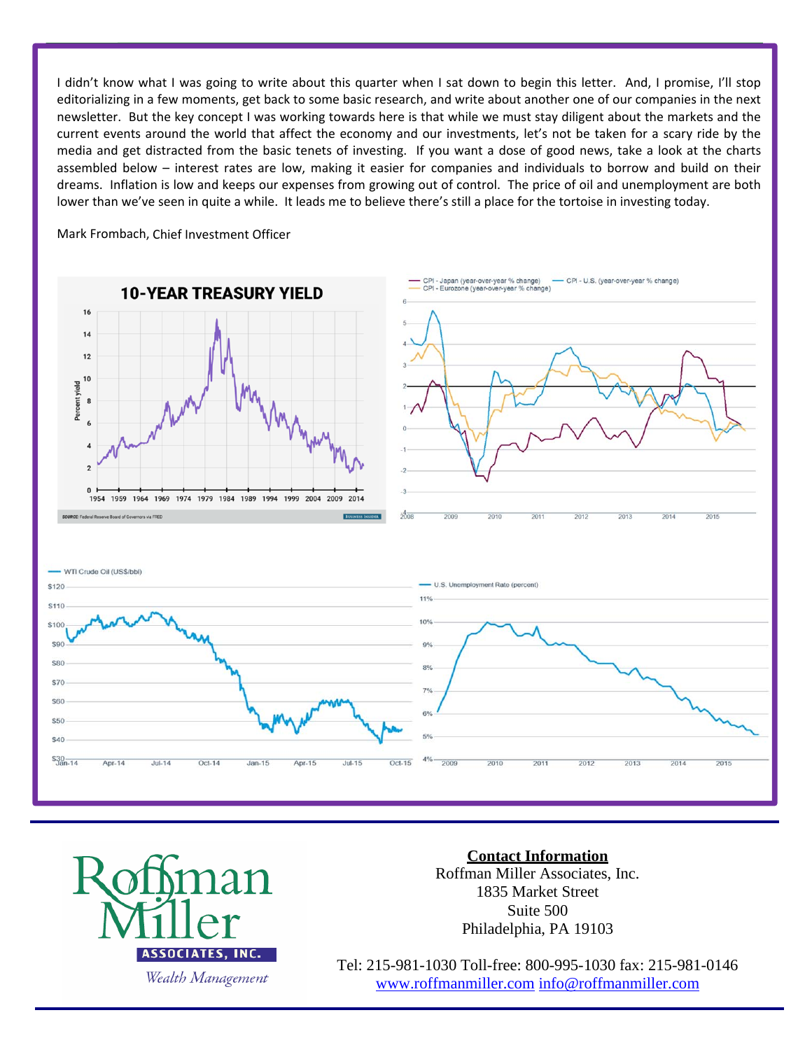I didn't know what I was going to write about this quarter when I sat down to begin this letter. And, I promise, I'll stop editorializing in a few moments, get back to some basic research, and write about another one of our companies in the next newsletter. But the key concept I was working towards here is that while we must stay diligent about the markets and the current events around the world that affect the economy and our investments, let's not be taken for a scary ride by the media and get distracted from the basic tenets of investing. If you want a dose of good news, take a look at the charts assembled below – interest rates are low, making it easier for companies and individuals to borrow and build on their dreams. Inflation is low and keeps our expenses from growing out of control. The price of oil and unemployment are both lower than we've seen in quite a while. It leads me to believe there's still a place for the tortoise in investing today.

Mark Frombach, Chief Investment Officer

10-YEAR TREASURY YIELD

Percent yield

16
14
12
10
8
6
4
2
0

1954 1959 1964 1969 1974 1979 1984 1989 1994 1999 2004 2009 2014

SOURCE: Federal Reserve Board of Governors via FRED

BUSINESS INSIDER

CPI - Japan (year-over-year % change)
CPI - U.S. (year-over-year % change)
CPI - Eurozone (year-over-year % change)

6
5
4
3
2
1
0
-1
-2
-3
-4

2008 2009 2010 2011 2012 2013 2014 2015

WTI Crude Oil (US$/bbl)

$120
$110
$100
$90
$80
$70
$60
$50
$40
$30

Jan-14 Apr-14 Jul-14 Oct-14 Jan-15 Apr-15 Jul-15 Oct-15

U.S. Unemployment Rate (percent)

11%
10%
9%
8%
7%
6%
5%
4%

2009 2010 2011 2012 2013 2014 2015

Roffman Miller
ASSOCIATES, INC.
*Wealth Management*

**Contact Information**

Roffman Miller Associates, Inc.
1835 Market Street
Suite 500
Philadelphia, PA 19103

Tel: 215-981-1030 Toll-free: 800-995-1030 fax: 215-981-0146
www.roffmanmiller.com info@roffmanmiller.com